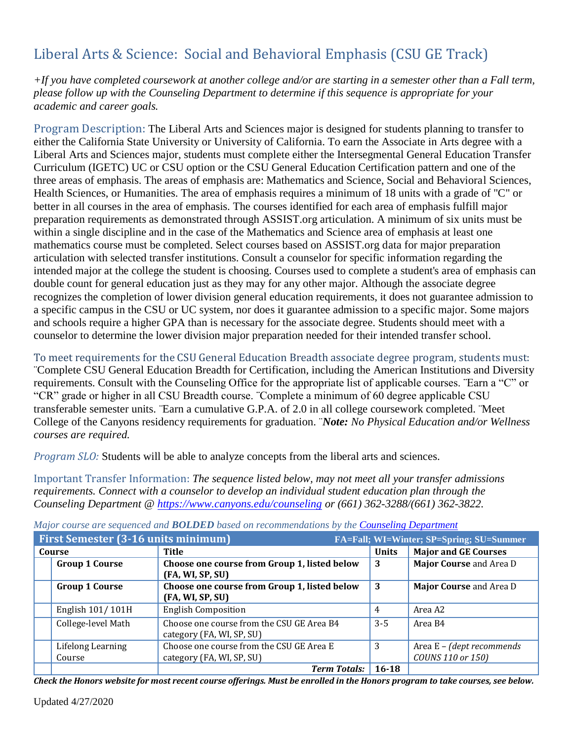# Liberal Arts & Science: Social and Behavioral Emphasis (CSU GE Track)

*+If you have completed coursework at another college and/or are starting in a semester other than a Fall term, please follow up with the Counseling Department to determine if this sequence is appropriate for your academic and career goals.*

Program Description: The Liberal Arts and Sciences major is designed for students planning to transfer to either the California State University or University of California. To earn the Associate in Arts degree with a Liberal Arts and Sciences major, students must complete either the Intersegmental General Education Transfer Curriculum (IGETC) UC or CSU option or the CSU General Education Certification pattern and one of the three areas of emphasis. The areas of emphasis are: Mathematics and Science, Social and Behavioral Sciences, Health Sciences, or Humanities. The area of emphasis requires a minimum of 18 units with a grade of "C" or better in all courses in the area of emphasis. The courses identified for each area of emphasis fulfill major preparation requirements as demonstrated through ASSIST.org articulation. A minimum of six units must be within a single discipline and in the case of the Mathematics and Science area of emphasis at least one mathematics course must be completed. Select courses based on ASSIST.org data for major preparation articulation with selected transfer institutions. Consult a counselor for specific information regarding the intended major at the college the student is choosing. Courses used to complete a student's area of emphasis can double count for general education just as they may for any other major. Although the associate degree recognizes the completion of lower division general education requirements, it does not guarantee admission to a specific campus in the CSU or UC system, nor does it guarantee admission to a specific major. Some majors and schools require a higher GPA than is necessary for the associate degree. Students should meet with a counselor to determine the lower division major preparation needed for their intended transfer school.

To meet requirements for the CSU General Education Breadth associate degree program, students must:
¨Complete CSU General Education Breadth for Certification, including the American Institutions and Diversity requirements. Consult with the Counseling Office for the appropriate list of applicable courses. ¨Earn a "C" or "CR" grade or higher in all CSU Breadth course. ¨Complete a minimum of 60 degree applicable CSU transferable semester units. ¨Earn a cumulative G.P.A. of 2.0 in all college coursework completed. ¨Meet College of the Canyons residency requirements for graduation. ¨***Note:*** *No Physical Education and/or Wellness courses are required.*

*Program SLO:* Students will be able to analyze concepts from the liberal arts and sciences.

Important Transfer Information: *The sequence listed below, may not meet all your transfer admissions requirements. Connect with a counselor to develop an individual student education plan through the Counseling Department @ https://www.canyons.edu/counseling or (661) 362-3288/(661) 362-3822.*

*Major course are sequenced and **BOLDED** based on recommendations by the Counseling Department*

| **First Semester (3-16 units minimum)** | | | FA=Fall; WI=Winter; SP=Spring; SU=Summer | |
|---|---|---|---|---|
| **Course** | | **Title** | **Units** | **Major and GE Courses** |
| | **Group 1 Course** | **Choose one course from Group 1, listed below (FA, WI, SP, SU)** | **3** | **Major Course** and Area D |
| | **Group 1 Course** | **Choose one course from Group 1, listed below (FA, WI, SP, SU)** | **3** | **Major Course** and Area D |
| | English 101/ 101H | English Composition | 4 | Area A2 |
| | College-level Math | Choose one course from the CSU GE Area B4 category (FA, WI, SP, SU) | 3-5 | Area B4 |
| | Lifelong Learning Course | Choose one course from the CSU GE Area E category (FA, WI, SP, SU) | 3 | Area E – *(dept recommends COUNS 110 or 150)* |
| | | ***Term Totals:*** | **16-18** | |

***Check the Honors website for most recent course offerings. Must be enrolled in the Honors program to take courses, see below.***

Updated 4/27/2020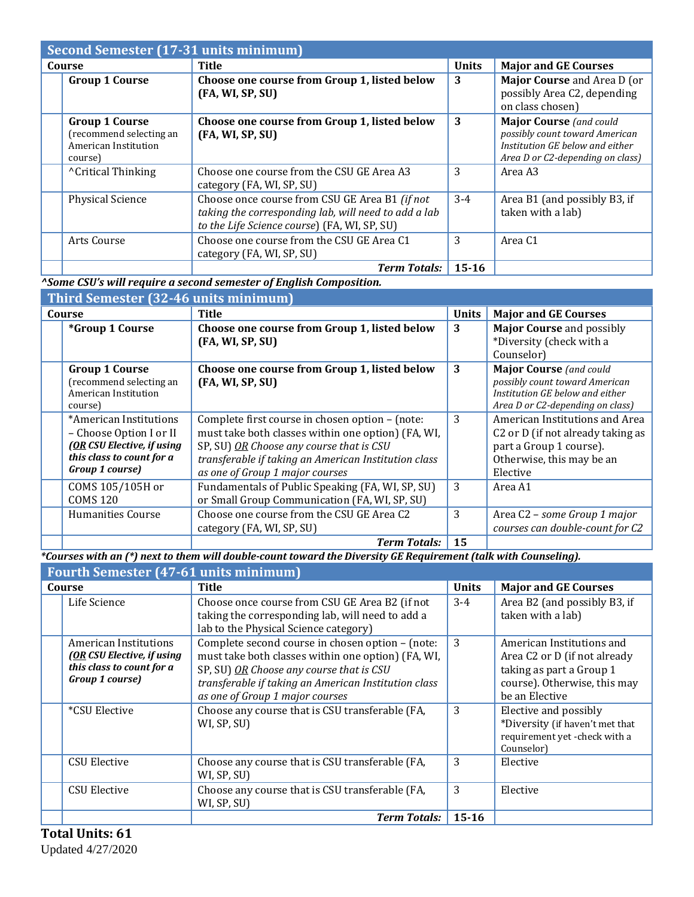## Second Semester (17-31 units minimum)

| Course | Title | Units | Major and GE Courses |
|---|---|---|---|
| **Group 1 Course** | **Choose one course from Group 1, listed below (FA, WI, SP, SU)** | **3** | **Major Course** and Area D (or possibly Area C2, depending on class chosen) |
| **Group 1 Course** (recommend selecting an American Institution course) | **Choose one course from Group 1, listed below (FA, WI, SP, SU)** | **3** | **Major Course** *(and could possibly count toward American Institution GE below and either Area D or C2-depending on class)* |
| ^Critical Thinking | Choose one course from the CSU GE Area A3 category (FA, WI, SP, SU) | 3 | Area A3 |
| Physical Science | Choose once course from CSU GE Area B1 *(if not taking the corresponding lab, will need to add a lab to the Life Science course)* (FA, WI, SP, SU) | 3-4 | Area B1 (and possibly B3, if taken with a lab) |
| Arts Course | Choose one course from the CSU GE Area C1 category (FA, WI, SP, SU) | 3 | Area C1 |
| | ***Term Totals:*** | **15-16** | |

***^Some CSU's will require a second semester of English Composition.***

## Third Semester (32-46 units minimum)

| Course | Title | Units | Major and GE Courses |
|---|---|---|---|
| **\*Group 1 Course** | **Choose one course from Group 1, listed below (FA, WI, SP, SU)** | **3** | **Major Course** and possibly *Diversity (check with a Counselor) |
| **Group 1 Course** (recommend selecting an American Institution course) | **Choose one course from Group 1, listed below (FA, WI, SP, SU)** | **3** | **Major Course** *(and could possibly count toward American Institution GE below and either Area D or C2-depending on class)* |
| *American Institutions – Choose Option I or II ***(OR CSU Elective, if using this class to count for a Group 1 course)*** | Complete first course in chosen option – (note: must take both classes within one option) (FA, WI, SP, SU) *OR Choose any course that is CSU transferable if taking an American Institution class as one of Group 1 major courses* | 3 | American Institutions and Area C2 or D (if not already taking as part a Group 1 course). Otherwise, this may be an Elective |
| COMS 105/105H or COMS 120 | Fundamentals of Public Speaking (FA, WI, SP, SU) or Small Group Communication (FA, WI, SP, SU) | 3 | Area A1 |
| Humanities Course | Choose one course from the CSU GE Area C2 category (FA, WI, SP, SU) | 3 | Area C2 – *some Group 1 major courses can double-count for C2* |
| | ***Term Totals:*** | **15** | |

***\*Courses with an (\*) next to them will double-count toward the Diversity GE Requirement (talk with Counseling).***

## Fourth Semester (47-61 units minimum)

| Course | Title | Units | Major and GE Courses |
|---|---|---|---|
| Life Science | Choose once course from CSU GE Area B2 (if not taking the corresponding lab, will need to add a lab to the Physical Science category) | 3-4 | Area B2 (and possibly B3, if taken with a lab) |
| American Institutions ***(OR CSU Elective, if using this class to count for a Group 1 course)*** | Complete second course in chosen option – (note: must take both classes within one option) (FA, WI, SP, SU) *OR Choose any course that is CSU transferable if taking an American Institution class as one of Group 1 major courses* | 3 | American Institutions and Area C2 or D (if not already taking as part a Group 1 course). Otherwise, this may be an Elective |
| *CSU Elective | Choose any course that is CSU transferable (FA, WI, SP, SU) | 3 | Elective and possibly *Diversity (if haven't met that requirement yet -check with a Counselor) |
| CSU Elective | Choose any course that is CSU transferable (FA, WI, SP, SU) | 3 | Elective |
| CSU Elective | Choose any course that is CSU transferable (FA, WI, SP, SU) | 3 | Elective |
| | ***Term Totals:*** | **15-16** | |

**Total Units: 61**

Updated 4/27/2020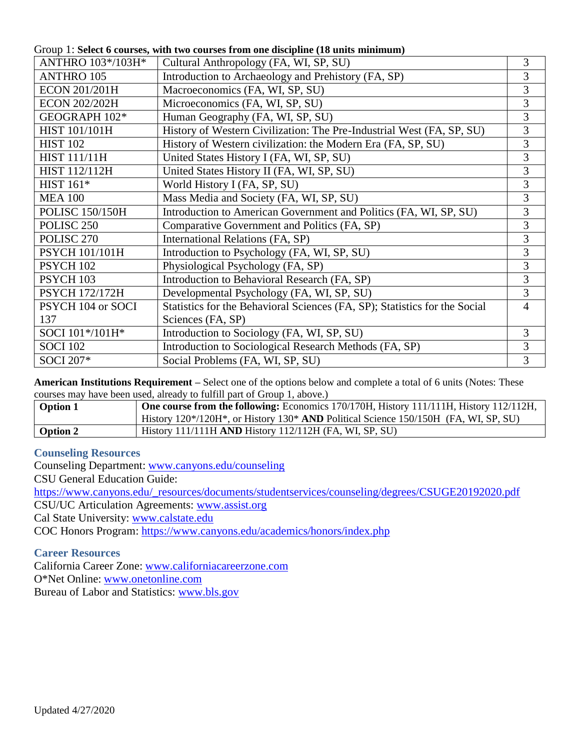Group 1: **Select 6 courses, with two courses from one discipline (18 units minimum)**

| | | |
|---|---|---|
| ANTHRO 103*/103H* | Cultural Anthropology (FA, WI, SP, SU) | 3 |
| ANTHRO 105 | Introduction to Archaeology and Prehistory (FA, SP) | 3 |
| ECON 201/201H | Macroeconomics (FA, WI, SP, SU) | 3 |
| ECON 202/202H | Microeconomics (FA, WI, SP, SU) | 3 |
| GEOGRAPH 102* | Human Geography (FA, WI, SP, SU) | 3 |
| HIST 101/101H | History of Western Civilization: The Pre-Industrial West (FA, SP, SU) | 3 |
| HIST 102 | History of Western civilization: the Modern Era (FA, SP, SU) | 3 |
| HIST 111/11H | United States History I (FA, WI, SP, SU) | 3 |
| HIST 112/112H | United States History II (FA, WI, SP, SU) | 3 |
| HIST 161* | World History I (FA, SP, SU) | 3 |
| MEA 100 | Mass Media and Society (FA, WI, SP, SU) | 3 |
| POLISC 150/150H | Introduction to American Government and Politics (FA, WI, SP, SU) | 3 |
| POLISC 250 | Comparative Government and Politics (FA, SP) | 3 |
| POLISC 270 | International Relations (FA, SP) | 3 |
| PSYCH 101/101H | Introduction to Psychology (FA, WI, SP, SU) | 3 |
| PSYCH 102 | Physiological Psychology (FA, SP) | 3 |
| PSYCH 103 | Introduction to Behavioral Research (FA, SP) | 3 |
| PSYCH 172/172H | Developmental Psychology (FA, WI, SP, SU) | 3 |
| PSYCH 104 or SOCI 137 | Statistics for the Behavioral Sciences (FA, SP); Statistics for the Social Sciences (FA, SP) | 4 |
| SOCI 101*/101H* | Introduction to Sociology (FA, WI, SP, SU) | 3 |
| SOCI 102 | Introduction to Sociological Research Methods (FA, SP) | 3 |
| SOCI 207* | Social Problems (FA, WI, SP, SU) | 3 |

**American Institutions Requirement** – Select one of the options below and complete a total of 6 units (Notes: These courses may have been used, already to fulfill part of Group 1, above.)

| | |
|---|---|
| **Option 1** | **One course from the following:** Economics 170/170H, History 111/111H, History 112/112H, History 120*/120H*, or History 130* **AND** Political Science 150/150H (FA, WI, SP, SU) |
| **Option 2** | History 111/111H **AND** History 112/112H (FA, WI, SP, SU) |

### Counseling Resources

Counseling Department: www.canyons.edu/counseling
CSU General Education Guide:
https://www.canyons.edu/_resources/documents/studentservices/counseling/degrees/CSUGE20192020.pdf
CSU/UC Articulation Agreements: www.assist.org
Cal State University: www.calstate.edu
COC Honors Program: https://www.canyons.edu/academics/honors/index.php

### Career Resources

California Career Zone: www.californiacareerzone.com
O*Net Online: www.onetonline.com
Bureau of Labor and Statistics: www.bls.gov

Updated 4/27/2020